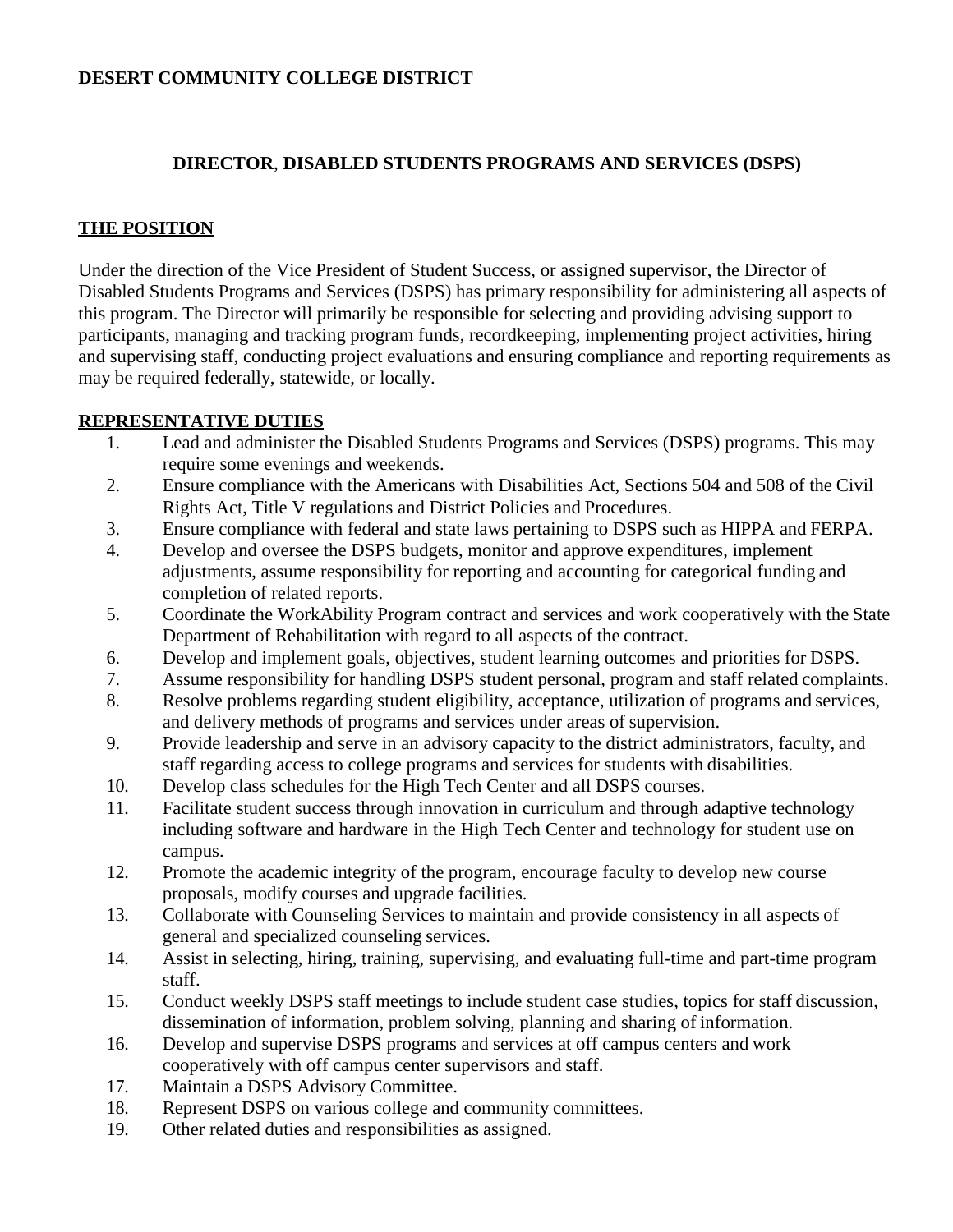**DESERT COMMUNITY COLLEGE DISTRICT**

# DIRECTOR, DISABLED STUDENTS PROGRAMS AND SERVICES (DSPS)

## THE POSITION

Under the direction of the Vice President of Student Success, or assigned supervisor, the Director of Disabled Students Programs and Services (DSPS) has primary responsibility for administering all aspects of this program. The Director will primarily be responsible for selecting and providing advising support to participants, managing and tracking program funds, recordkeeping, implementing project activities, hiring and supervising staff, conducting project evaluations and ensuring compliance and reporting requirements as may be required federally, statewide, or locally.

## REPRESENTATIVE DUTIES

1. Lead and administer the Disabled Students Programs and Services (DSPS) programs. This may require some evenings and weekends.
2. Ensure compliance with the Americans with Disabilities Act, Sections 504 and 508 of the Civil Rights Act, Title V regulations and District Policies and Procedures.
3. Ensure compliance with federal and state laws pertaining to DSPS such as HIPPA and FERPA.
4. Develop and oversee the DSPS budgets, monitor and approve expenditures, implement adjustments, assume responsibility for reporting and accounting for categorical funding and completion of related reports.
5. Coordinate the WorkAbility Program contract and services and work cooperatively with the State Department of Rehabilitation with regard to all aspects of the contract.
6. Develop and implement goals, objectives, student learning outcomes and priorities for DSPS.
7. Assume responsibility for handling DSPS student personal, program and staff related complaints.
8. Resolve problems regarding student eligibility, acceptance, utilization of programs and services, and delivery methods of programs and services under areas of supervision.
9. Provide leadership and serve in an advisory capacity to the district administrators, faculty, and staff regarding access to college programs and services for students with disabilities.
10. Develop class schedules for the High Tech Center and all DSPS courses.
11. Facilitate student success through innovation in curriculum and through adaptive technology including software and hardware in the High Tech Center and technology for student use on campus.
12. Promote the academic integrity of the program, encourage faculty to develop new course proposals, modify courses and upgrade facilities.
13. Collaborate with Counseling Services to maintain and provide consistency in all aspects of general and specialized counseling services.
14. Assist in selecting, hiring, training, supervising, and evaluating full-time and part-time program staff.
15. Conduct weekly DSPS staff meetings to include student case studies, topics for staff discussion, dissemination of information, problem solving, planning and sharing of information.
16. Develop and supervise DSPS programs and services at off campus centers and work cooperatively with off campus center supervisors and staff.
17. Maintain a DSPS Advisory Committee.
18. Represent DSPS on various college and community committees.
19. Other related duties and responsibilities as assigned.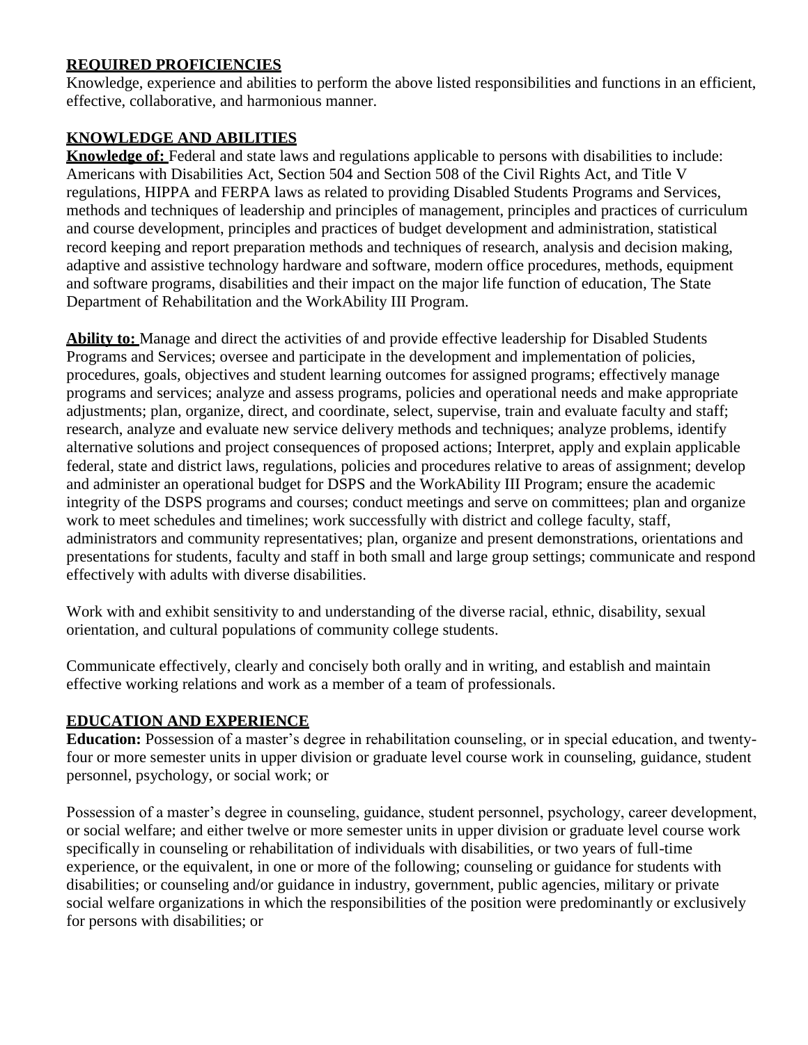## REQUIRED PROFICIENCIES

Knowledge, experience and abilities to perform the above listed responsibilities and functions in an efficient, effective, collaborative, and harmonious manner.

## KNOWLEDGE AND ABILITIES

**Knowledge of:** Federal and state laws and regulations applicable to persons with disabilities to include: Americans with Disabilities Act, Section 504 and Section 508 of the Civil Rights Act, and Title V regulations, HIPPA and FERPA laws as related to providing Disabled Students Programs and Services, methods and techniques of leadership and principles of management, principles and practices of curriculum and course development, principles and practices of budget development and administration, statistical record keeping and report preparation methods and techniques of research, analysis and decision making, adaptive and assistive technology hardware and software, modern office procedures, methods, equipment and software programs, disabilities and their impact on the major life function of education, The State Department of Rehabilitation and the WorkAbility III Program.

**Ability to:** Manage and direct the activities of and provide effective leadership for Disabled Students Programs and Services; oversee and participate in the development and implementation of policies, procedures, goals, objectives and student learning outcomes for assigned programs; effectively manage programs and services; analyze and assess programs, policies and operational needs and make appropriate adjustments; plan, organize, direct, and coordinate, select, supervise, train and evaluate faculty and staff; research, analyze and evaluate new service delivery methods and techniques; analyze problems, identify alternative solutions and project consequences of proposed actions; Interpret, apply and explain applicable federal, state and district laws, regulations, policies and procedures relative to areas of assignment; develop and administer an operational budget for DSPS and the WorkAbility III Program; ensure the academic integrity of the DSPS programs and courses; conduct meetings and serve on committees; plan and organize work to meet schedules and timelines; work successfully with district and college faculty, staff, administrators and community representatives; plan, organize and present demonstrations, orientations and presentations for students, faculty and staff in both small and large group settings; communicate and respond effectively with adults with diverse disabilities.

Work with and exhibit sensitivity to and understanding of the diverse racial, ethnic, disability, sexual orientation, and cultural populations of community college students.

Communicate effectively, clearly and concisely both orally and in writing, and establish and maintain effective working relations and work as a member of a team of professionals.

## EDUCATION AND EXPERIENCE

**Education:** Possession of a master's degree in rehabilitation counseling, or in special education, and twenty-four or more semester units in upper division or graduate level course work in counseling, guidance, student personnel, psychology, or social work; or

Possession of a master's degree in counseling, guidance, student personnel, psychology, career development, or social welfare; and either twelve or more semester units in upper division or graduate level course work specifically in counseling or rehabilitation of individuals with disabilities, or two years of full-time experience, or the equivalent, in one or more of the following; counseling or guidance for students with disabilities; or counseling and/or guidance in industry, government, public agencies, military or private social welfare organizations in which the responsibilities of the position were predominantly or exclusively for persons with disabilities; or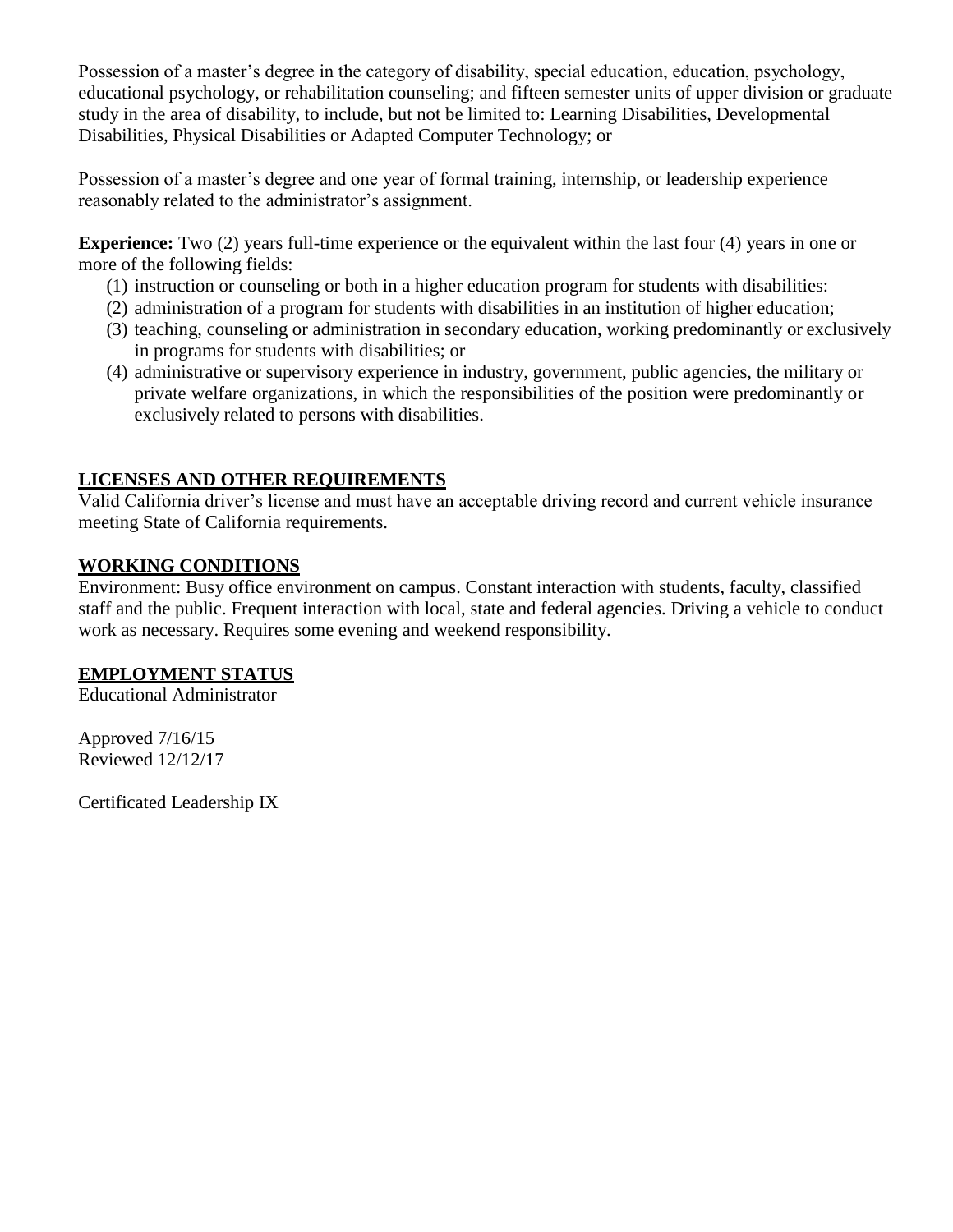Possession of a master's degree in the category of disability, special education, education, psychology, educational psychology, or rehabilitation counseling; and fifteen semester units of upper division or graduate study in the area of disability, to include, but not be limited to: Learning Disabilities, Developmental Disabilities, Physical Disabilities or Adapted Computer Technology; or

Possession of a master's degree and one year of formal training, internship, or leadership experience reasonably related to the administrator's assignment.

**Experience:** Two (2) years full-time experience or the equivalent within the last four (4) years in one or more of the following fields:

(1) instruction or counseling or both in a higher education program for students with disabilities:
(2) administration of a program for students with disabilities in an institution of higher education;
(3) teaching, counseling or administration in secondary education, working predominantly or exclusively in programs for students with disabilities; or
(4) administrative or supervisory experience in industry, government, public agencies, the military or private welfare organizations, in which the responsibilities of the position were predominantly or exclusively related to persons with disabilities.

## LICENSES AND OTHER REQUIREMENTS

Valid California driver's license and must have an acceptable driving record and current vehicle insurance meeting State of California requirements.

## WORKING CONDITIONS

Environment: Busy office environment on campus. Constant interaction with students, faculty, classified staff and the public. Frequent interaction with local, state and federal agencies. Driving a vehicle to conduct work as necessary. Requires some evening and weekend responsibility.

## EMPLOYMENT STATUS

Educational Administrator

Approved 7/16/15
Reviewed 12/12/17

Certificated Leadership IX